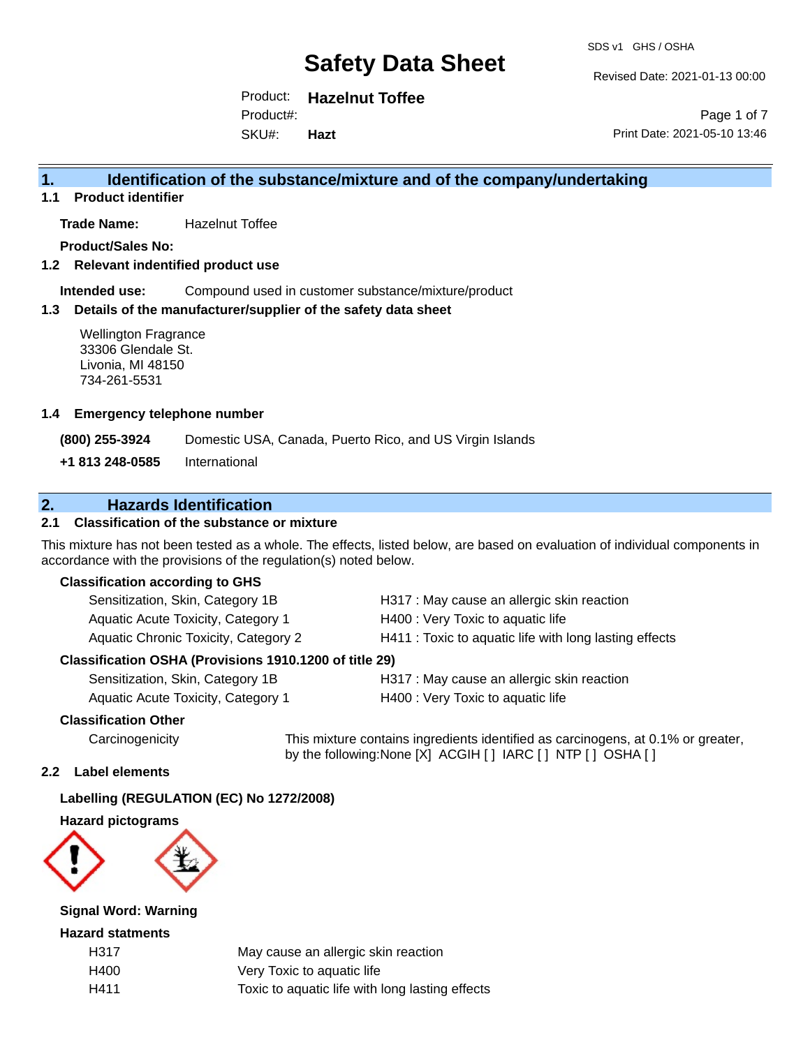# Safety Data Sheet

SDS v1 GHS / OSHA

Revised Date: 2021-01-13 00:00

Product: **Hazelnut Toffee**

Product#:

SKU#: **Hazt**

Print Date: 2021-05-10 13:46

## 1. Identification of the substance/mixture and of the company/undertaking

### 1.1 Product identifier

**Trade Name:** Hazelnut Toffee

**Product/Sales No:**

### 1.2 Relevant indentified product use

**Intended use:** Compound used in customer substance/mixture/product

### 1.3 Details of the manufacturer/supplier of the safety data sheet

Wellington Fragrance
33306 Glendale St.
Livonia, MI 48150
734-261-5531

### 1.4 Emergency telephone number

| | |
|---|---|
| **(800) 255-3924** | Domestic USA, Canada, Puerto Rico, and US Virgin Islands |
| **+1 813 248-0585** | International |

## 2. Hazards Identification

### 2.1 Classification of the substance or mixture

This mixture has not been tested as a whole. The effects, listed below, are based on evaluation of individual components in accordance with the provisions of the regulation(s) noted below.

**Classification according to GHS**

| | |
|---|---|
| Sensitization, Skin, Category 1B | H317 : May cause an allergic skin reaction |
| Aquatic Acute Toxicity, Category 1 | H400 : Very Toxic to aquatic life |
| Aquatic Chronic Toxicity, Category 2 | H411 : Toxic to aquatic life with long lasting effects |

**Classification OSHA (Provisions 1910.1200 of title 29)**

| | |
|---|---|
| Sensitization, Skin, Category 1B | H317 : May cause an allergic skin reaction |
| Aquatic Acute Toxicity, Category 1 | H400 : Very Toxic to aquatic life |

**Classification Other**

Carcinogenicity — This mixture contains ingredients identified as carcinogens, at 0.1% or greater, by the following:None [X] ACGIH [ ] IARC [ ] NTP [ ] OSHA [ ]

### 2.2 Label elements

**Labelling (REGULATION (EC) No 1272/2008)**

**Hazard pictograms**

**Signal Word: Warning**

**Hazard statments**

| | |
|---|---|
| H317 | May cause an allergic skin reaction |
| H400 | Very Toxic to aquatic life |
| H411 | Toxic to aquatic life with long lasting effects |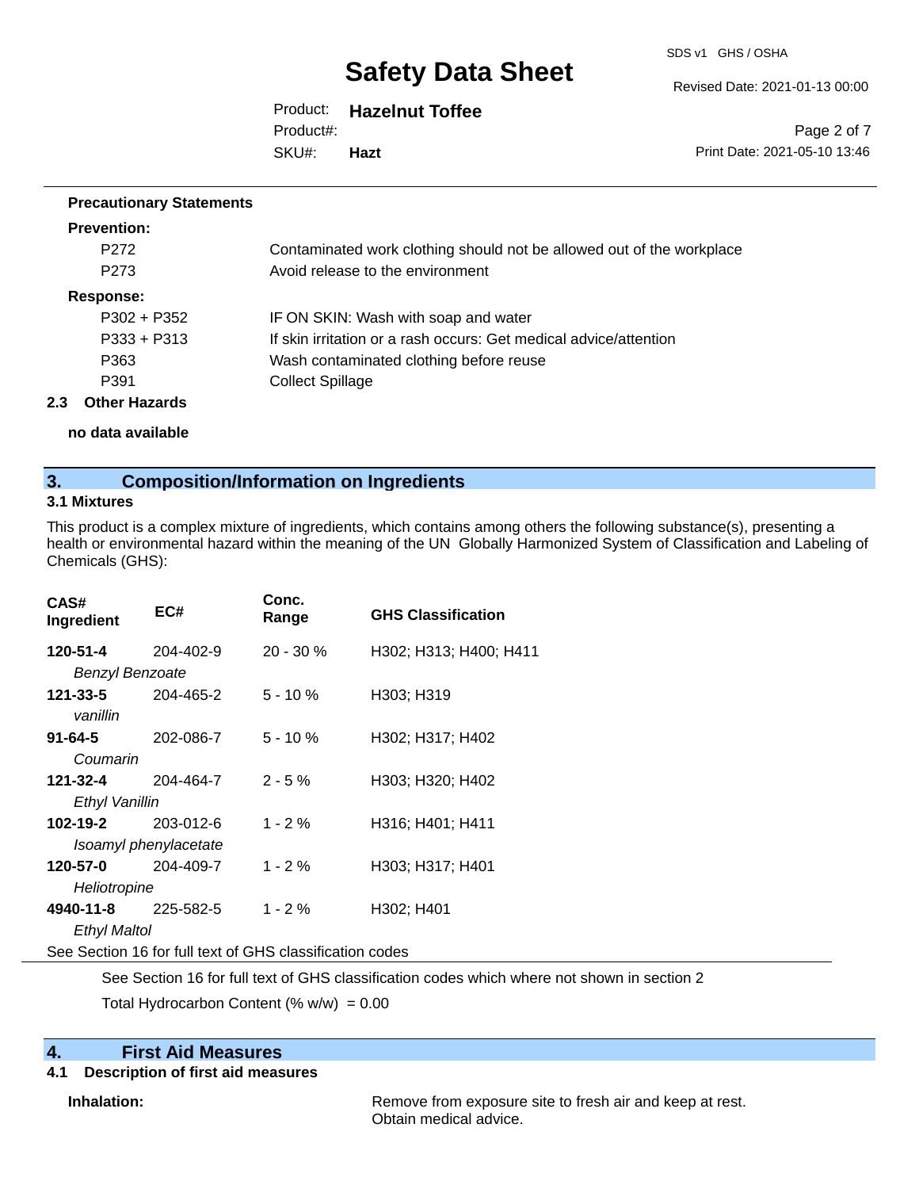**Precautionary Statements**

**Prevention:**

| | |
|---|---|
| P272 | Contaminated work clothing should not be allowed out of the workplace |
| P273 | Avoid release to the environment |

**Response:**

| | |
|---|---|
| P302 + P352 | IF ON SKIN: Wash with soap and water |
| P333 + P313 | If skin irritation or a rash occurs: Get medical advice/attention |
| P363 | Wash contaminated clothing before reuse |
| P391 | Collect Spillage |

### 2.3 Other Hazards

**no data available**

## 3. Composition/Information on Ingredients

### 3.1 Mixtures

This product is a complex mixture of ingredients, which contains among others the following substance(s), presenting a health or environmental hazard within the meaning of the UN Globally Harmonized System of Classification and Labeling of Chemicals (GHS):

| CAS# Ingredient | EC# | Conc. Range | GHS Classification |
|---|---|---|---|
| **120-51-4** *Benzyl Benzoate* | 204-402-9 | 20 - 30 % | H302; H313; H400; H411 |
| **121-33-5** *vanillin* | 204-465-2 | 5 - 10 % | H303; H319 |
| **91-64-5** *Coumarin* | 202-086-7 | 5 - 10 % | H302; H317; H402 |
| **121-32-4** *Ethyl Vanillin* | 204-464-7 | 2 - 5 % | H303; H320; H402 |
| **102-19-2** *Isoamyl phenylacetate* | 203-012-6 | 1 - 2 % | H316; H401; H411 |
| **120-57-0** *Heliotropine* | 204-409-7 | 1 - 2 % | H303; H317; H401 |
| **4940-11-8** *Ethyl Maltol* | 225-582-5 | 1 - 2 % | H302; H401 |

See Section 16 for full text of GHS classification codes

See Section 16 for full text of GHS classification codes which where not shown in section 2

Total Hydrocarbon Content (% w/w) = 0.00

## 4. First Aid Measures

### 4.1 Description of first aid measures

**Inhalation:** Remove from exposure site to fresh air and keep at rest. Obtain medical advice.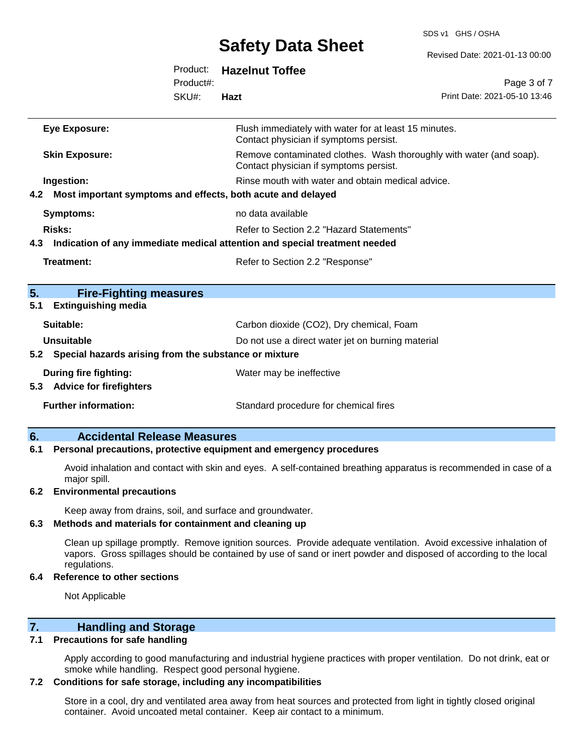| | |
|---|---|
| **Eye Exposure:** | Flush immediately with water for at least 15 minutes. Contact physician if symptoms persist. |
| **Skin Exposure:** | Remove contaminated clothes. Wash thoroughly with water (and soap). Contact physician if symptoms persist. |
| **Ingestion:** | Rinse mouth with water and obtain medical advice. |

### 4.2 Most important symptoms and effects, both acute and delayed

| | |
|---|---|
| **Symptoms:** | no data available |
| **Risks:** | Refer to Section 2.2 "Hazard Statements" |

### 4.3 Indication of any immediate medical attention and special treatment needed

| | |
|---|---|
| **Treatment:** | Refer to Section 2.2 "Response" |

## 5. Fire-Fighting measures

### 5.1 Extinguishing media

| | |
|---|---|
| **Suitable:** | Carbon dioxide ($CO_2$), Dry chemical, Foam |
| **Unsuitable** | Do not use a direct water jet on burning material |

### 5.2 Special hazards arising from the substance or mixture

| | |
|---|---|
| **During fire fighting:** | Water may be ineffective |

### 5.3 Advice for firefighters

| | |
|---|---|
| **Further information:** | Standard procedure for chemical fires |

## 6. Accidental Release Measures

### 6.1 Personal precautions, protective equipment and emergency procedures

Avoid inhalation and contact with skin and eyes. A self-contained breathing apparatus is recommended in case of a major spill.

### 6.2 Environmental precautions

Keep away from drains, soil, and surface and groundwater.

### 6.3 Methods and materials for containment and cleaning up

Clean up spillage promptly. Remove ignition sources. Provide adequate ventilation. Avoid excessive inhalation of vapors. Gross spillages should be contained by use of sand or inert powder and disposed of according to the local regulations.

### 6.4 Reference to other sections

Not Applicable

## 7. Handling and Storage

### 7.1 Precautions for safe handling

Apply according to good manufacturing and industrial hygiene practices with proper ventilation. Do not drink, eat or smoke while handling. Respect good personal hygiene.

### 7.2 Conditions for safe storage, including any incompatibilities

Store in a cool, dry and ventilated area away from heat sources and protected from light in tightly closed original container. Avoid uncoated metal container. Keep air contact to a minimum.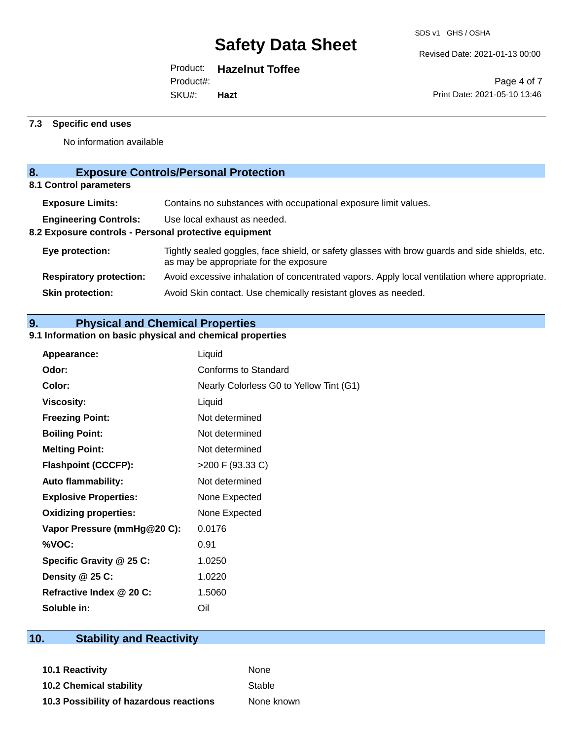### 7.3 Specific end uses

No information available

## 8. Exposure Controls/Personal Protection

### 8.1 Control parameters

| | |
|---|---|
| **Exposure Limits:** | Contains no substances with occupational exposure limit values. |
| **Engineering Controls:** | Use local exhaust as needed. |

### 8.2 Exposure controls - Personal protective equipment

| | |
|---|---|
| **Eye protection:** | Tightly sealed goggles, face shield, or safety glasses with brow guards and side shields, etc. as may be appropriate for the exposure |
| **Respiratory protection:** | Avoid excessive inhalation of concentrated vapors. Apply local ventilation where appropriate. |
| **Skin protection:** | Avoid Skin contact. Use chemically resistant gloves as needed. |

## 9. Physical and Chemical Properties

### 9.1 Information on basic physical and chemical properties

| | |
|---|---|
| **Appearance:** | Liquid |
| **Odor:** | Conforms to Standard |
| **Color:** | Nearly Colorless G0 to Yellow Tint (G1) |
| **Viscosity:** | Liquid |
| **Freezing Point:** | Not determined |
| **Boiling Point:** | Not determined |
| **Melting Point:** | Not determined |
| **Flashpoint (CCCFP):** | >200 F (93.33 C) |
| **Auto flammability:** | Not determined |
| **Explosive Properties:** | None Expected |
| **Oxidizing properties:** | None Expected |
| **Vapor Pressure (mmHg@20 C):** | 0.0176 |
| **%VOC:** | 0.91 |
| **Specific Gravity @ 25 C:** | 1.0250 |
| **Density @ 25 C:** | 1.0220 |
| **Refractive Index @ 20 C:** | 1.5060 |
| **Soluble in:** | Oil |

## 10. Stability and Reactivity

| | |
|---|---|
| **10.1 Reactivity** | None |
| **10.2 Chemical stability** | Stable |
| **10.3 Possibility of hazardous reactions** | None known |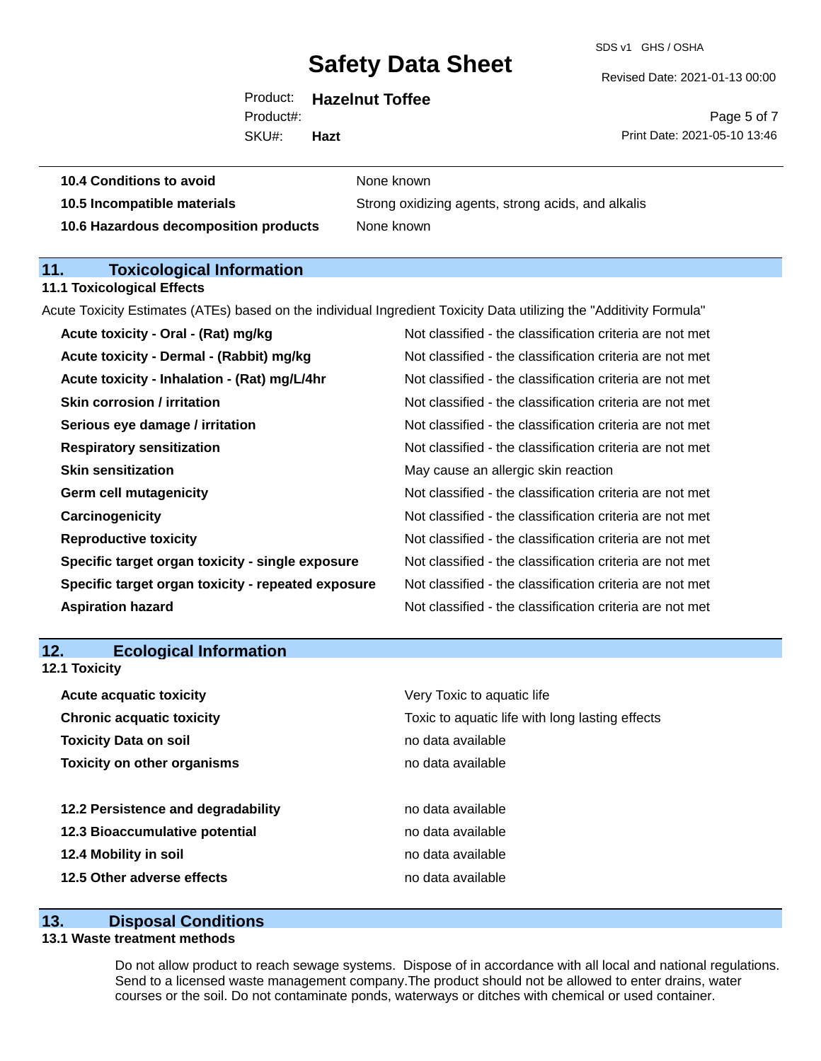| | |
|---|---|
| **10.4 Conditions to avoid** | None known |
| **10.5 Incompatible materials** | Strong oxidizing agents, strong acids, and alkalis |
| **10.6 Hazardous decomposition products** | None known |

## 11. Toxicological Information

### 11.1 Toxicological Effects

Acute Toxicity Estimates (ATEs) based on the individual Ingredient Toxicity Data utilizing the "Additivity Formula"

| | |
|---|---|
| **Acute toxicity - Oral - (Rat) mg/kg** | Not classified - the classification criteria are not met |
| **Acute toxicity - Dermal - (Rabbit) mg/kg** | Not classified - the classification criteria are not met |
| **Acute toxicity - Inhalation - (Rat) mg/L/4hr** | Not classified - the classification criteria are not met |
| **Skin corrosion / irritation** | Not classified - the classification criteria are not met |
| **Serious eye damage / irritation** | Not classified - the classification criteria are not met |
| **Respiratory sensitization** | Not classified - the classification criteria are not met |
| **Skin sensitization** | May cause an allergic skin reaction |
| **Germ cell mutagenicity** | Not classified - the classification criteria are not met |
| **Carcinogenicity** | Not classified - the classification criteria are not met |
| **Reproductive toxicity** | Not classified - the classification criteria are not met |
| **Specific target organ toxicity - single exposure** | Not classified - the classification criteria are not met |
| **Specific target organ toxicity - repeated exposure** | Not classified - the classification criteria are not met |
| **Aspiration hazard** | Not classified - the classification criteria are not met |

## 12. Ecological Information

### 12.1 Toxicity

| | |
|---|---|
| **Acute acquatic toxicity** | Very Toxic to aquatic life |
| **Chronic acquatic toxicity** | Toxic to aquatic life with long lasting effects |
| **Toxicity Data on soil** | no data available |
| **Toxicity on other organisms** | no data available |

| | |
|---|---|
| **12.2 Persistence and degradability** | no data available |
| **12.3 Bioaccumulative potential** | no data available |
| **12.4 Mobility in soil** | no data available |
| **12.5 Other adverse effects** | no data available |

## 13. Disposal Conditions

### 13.1 Waste treatment methods

Do not allow product to reach sewage systems. Dispose of in accordance with all local and national regulations. Send to a licensed waste management company.The product should not be allowed to enter drains, water courses or the soil. Do not contaminate ponds, waterways or ditches with chemical or used container.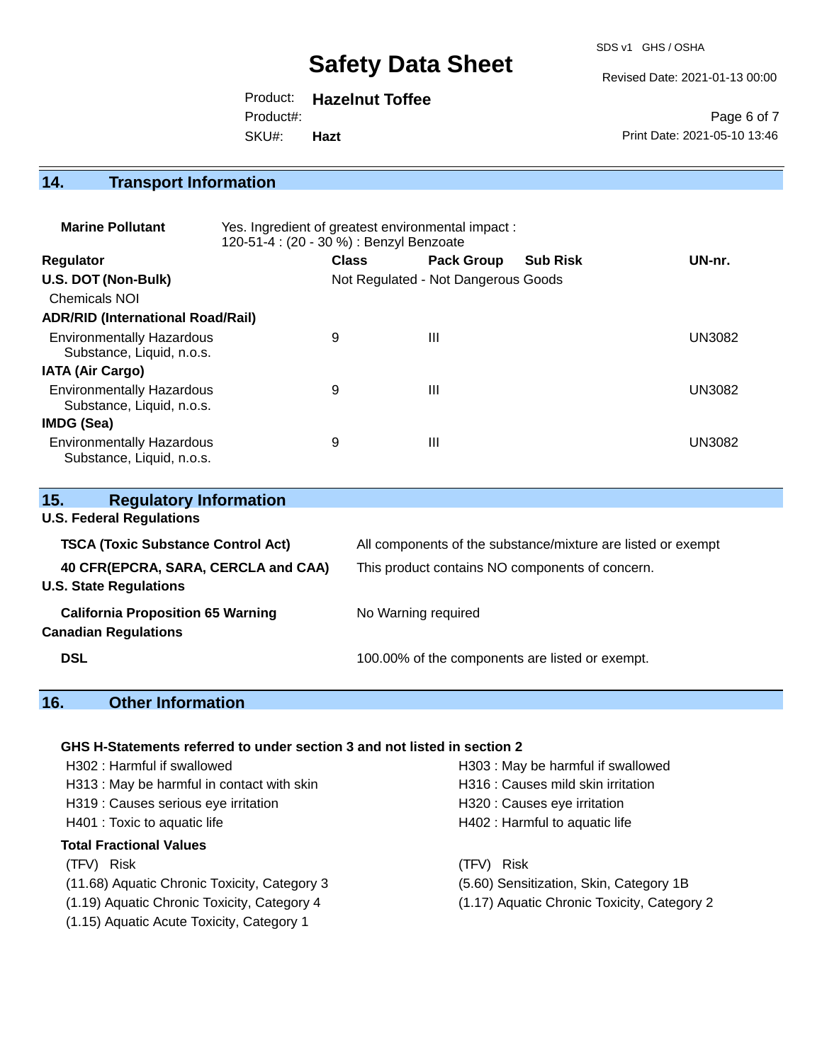## 14. Transport Information

| **Marine Pollutant** | Yes. Ingredient of greatest environmental impact : 120-51-4 : (20 - 30 %) : Benzyl Benzoate | | | |
|---|---|---|---|---|
| **Regulator** | **Class** | **Pack Group** | **Sub Risk** | **UN-nr.** |
| **U.S. DOT (Non-Bulk)** | Not Regulated - Not Dangerous Goods | | | |
| Chemicals NOI | | | | |
| **ADR/RID (International Road/Rail)** | | | | |
| Environmentally Hazardous Substance, Liquid, n.o.s. | 9 | III | | UN3082 |
| **IATA (Air Cargo)** | | | | |
| Environmentally Hazardous Substance, Liquid, n.o.s. | 9 | III | | UN3082 |
| **IMDG (Sea)** | | | | |
| Environmentally Hazardous Substance, Liquid, n.o.s. | 9 | III | | UN3082 |

## 15. Regulatory Information

**U.S. Federal Regulations**

| | |
|---|---|
| **TSCA (Toxic Substance Control Act)** | All components of the substance/mixture are listed or exempt |
| **40 CFR(EPCRA, SARA, CERCLA and CAA)** | This product contains NO components of concern. |

**U.S. State Regulations**

| | |
|---|---|
| **California Proposition 65 Warning** | No Warning required |

**Canadian Regulations**

| | |
|---|---|
| **DSL** | 100.00% of the components are listed or exempt. |

## 16. Other Information

**GHS H-Statements referred to under section 3 and not listed in section 2**

H302 : Harmful if swallowed
H303 : May be harmful if swallowed
H313 : May be harmful in contact with skin
H316 : Causes mild skin irritation
H319 : Causes serious eye irritation
H320 : Causes eye irritation
H401 : Toxic to aquatic life
H402 : Harmful to aquatic life

**Total Fractional Values**

| (TFV) Risk | (TFV) Risk |
|---|---|
| (11.68) Aquatic Chronic Toxicity, Category 3 | (5.60) Sensitization, Skin, Category 1B |
| (1.19) Aquatic Chronic Toxicity, Category 4 | (1.17) Aquatic Chronic Toxicity, Category 2 |
| (1.15) Aquatic Acute Toxicity, Category 1 | |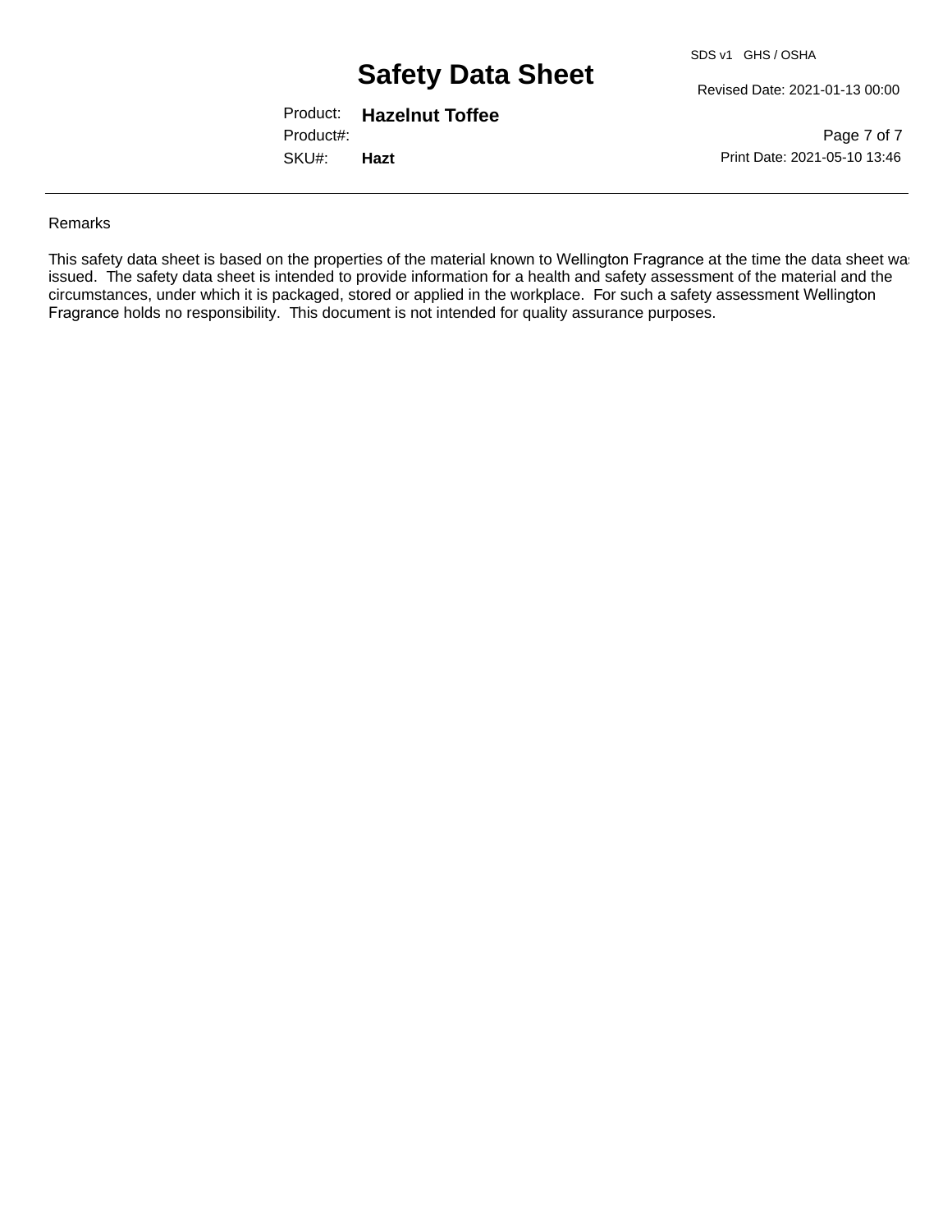Remarks

This safety data sheet is based on the properties of the material known to Wellington Fragrance at the time the data sheet was issued. The safety data sheet is intended to provide information for a health and safety assessment of the material and the circumstances, under which it is packaged, stored or applied in the workplace. For such a safety assessment Wellington Fragrance holds no responsibility. This document is not intended for quality assurance purposes.